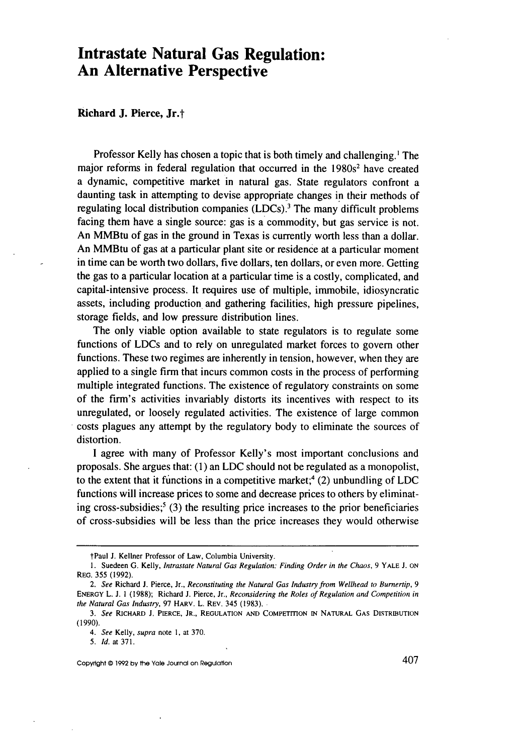# Intrastate Natural Gas Regulation: An Alternative Perspective

**Richard J. Pierce, Jr.†**

Professor Kelly has chosen a topic that is both timely and challenging.[1] The major reforms in federal regulation that occurred in the 1980s[2] have created a dynamic, competitive market in natural gas. State regulators confront a daunting task in attempting to devise appropriate changes in their methods of regulating local distribution companies (LDCs).[3] The many difficult problems facing them have a single source: gas is a commodity, but gas service is not. An MMBtu of gas in the ground in Texas is currently worth less than a dollar. An MMBtu of gas at a particular plant site or residence at a particular moment in time can be worth two dollars, five dollars, ten dollars, or even more. Getting the gas to a particular location at a particular time is a costly, complicated, and capital-intensive process. It requires use of multiple, immobile, idiosyncratic assets, including production and gathering facilities, high pressure pipelines, storage fields, and low pressure distribution lines.

The only viable option available to state regulators is to regulate some functions of LDCs and to rely on unregulated market forces to govern other functions. These two regimes are inherently in tension, however, when they are applied to a single firm that incurs common costs in the process of performing multiple integrated functions. The existence of regulatory constraints on some of the firm's activities invariably distorts its incentives with respect to its unregulated, or loosely regulated activities. The existence of large common costs plagues any attempt by the regulatory body to eliminate the sources of distortion.

I agree with many of Professor Kelly's most important conclusions and proposals. She argues that: (1) an LDC should not be regulated as a monopolist, to the extent that it functions in a competitive market;[4] (2) unbundling of LDC functions will increase prices to some and decrease prices to others by eliminating cross-subsidies;[5] (3) the resulting price increases to the prior beneficiaries of cross-subsidies will be less than the price increases they would otherwise

---

†Paul J. Kellner Professor of Law, Columbia University.

1. Suedeen G. Kelly, *Intrastate Natural Gas Regulation: Finding Order in the Chaos*, 9 YALE J. ON REG. 355 (1992).

2. *See* Richard J. Pierce, Jr., *Reconstituting the Natural Gas Industry from Wellhead to Burnertip*, 9 ENERGY L. J. 1 (1988); Richard J. Pierce, Jr., *Reconsidering the Roles of Regulation and Competition in the Natural Gas Industry*, 97 HARV. L. REV. 345 (1983).

3. *See* RICHARD J. PIERCE, JR., REGULATION AND COMPETITION IN NATURAL GAS DISTRIBUTION (1990).

4. *See* Kelly, *supra* note 1, at 370.

5. *Id.* at 371.

Copyright © 1992 by the Yale Journal on Regulation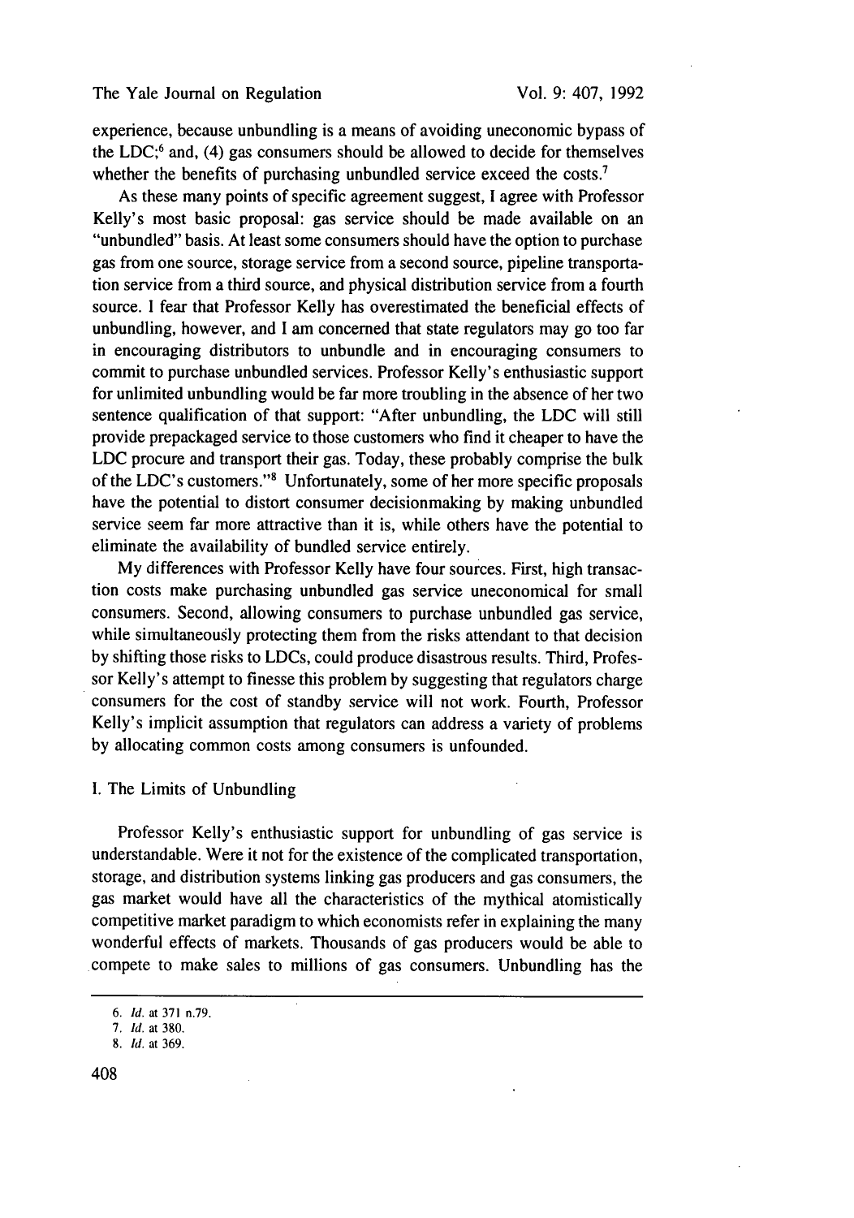experience, because unbundling is a means of avoiding uneconomic bypass of the LDC;[6] and, (4) gas consumers should be allowed to decide for themselves whether the benefits of purchasing unbundled service exceed the costs.[7]

As these many points of specific agreement suggest, I agree with Professor Kelly's most basic proposal: gas service should be made available on an "unbundled" basis. At least some consumers should have the option to purchase gas from one source, storage service from a second source, pipeline transportation service from a third source, and physical distribution service from a fourth source. I fear that Professor Kelly has overestimated the beneficial effects of unbundling, however, and I am concerned that state regulators may go too far in encouraging distributors to unbundle and in encouraging consumers to commit to purchase unbundled services. Professor Kelly's enthusiastic support for unlimited unbundling would be far more troubling in the absence of her two sentence qualification of that support: "After unbundling, the LDC will still provide prepackaged service to those customers who find it cheaper to have the LDC procure and transport their gas. Today, these probably comprise the bulk of the LDC's customers."[8] Unfortunately, some of her more specific proposals have the potential to distort consumer decisionmaking by making unbundled service seem far more attractive than it is, while others have the potential to eliminate the availability of bundled service entirely.

My differences with Professor Kelly have four sources. First, high transaction costs make purchasing unbundled gas service uneconomical for small consumers. Second, allowing consumers to purchase unbundled gas service, while simultaneously protecting them from the risks attendant to that decision by shifting those risks to LDCs, could produce disastrous results. Third, Professor Kelly's attempt to finesse this problem by suggesting that regulators charge consumers for the cost of standby service will not work. Fourth, Professor Kelly's implicit assumption that regulators can address a variety of problems by allocating common costs among consumers is unfounded.

## I. The Limits of Unbundling

Professor Kelly's enthusiastic support for unbundling of gas service is understandable. Were it not for the existence of the complicated transportation, storage, and distribution systems linking gas producers and gas consumers, the gas market would have all the characteristics of the mythical atomistically competitive market paradigm to which economists refer in explaining the many wonderful effects of markets. Thousands of gas producers would be able to compete to make sales to millions of gas consumers. Unbundling has the

---

6. *Id.* at 371 n.79.

7. *Id.* at 380.

8. *Id.* at 369.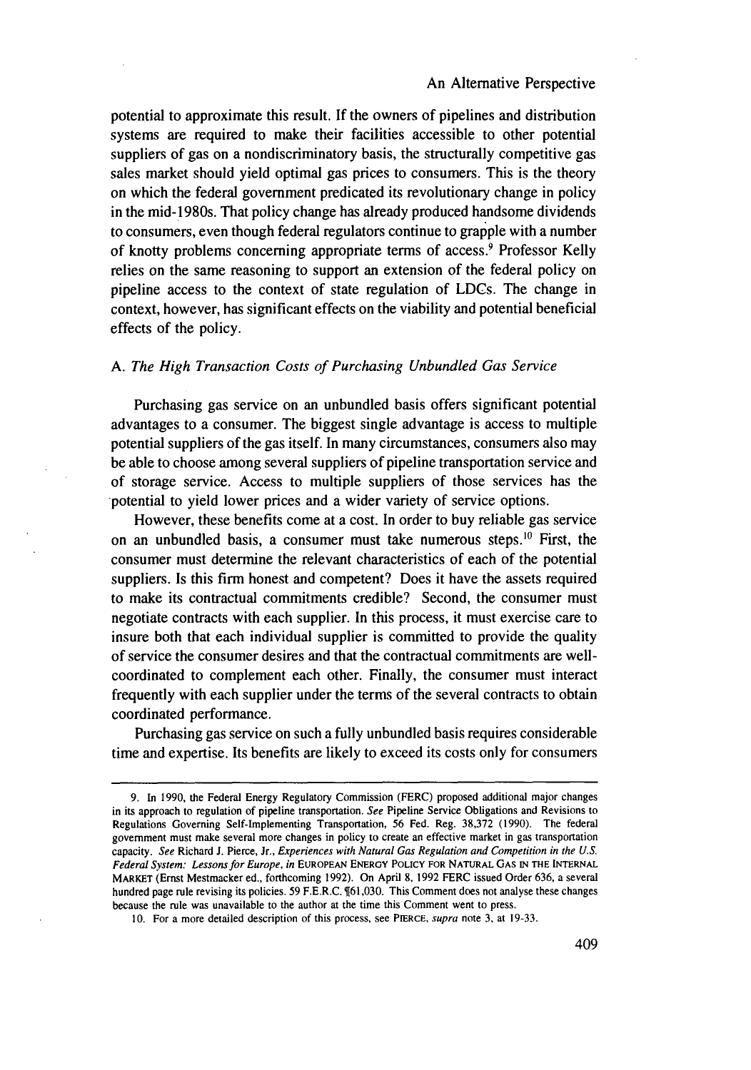potential to approximate this result. If the owners of pipelines and distribution systems are required to make their facilities accessible to other potential suppliers of gas on a nondiscriminatory basis, the structurally competitive gas sales market should yield optimal gas prices to consumers. This is the theory on which the federal government predicated its revolutionary change in policy in the mid-1980s. That policy change has already produced handsome dividends to consumers, even though federal regulators continue to grapple with a number of knotty problems concerning appropriate terms of access.[9] Professor Kelly relies on the same reasoning to support an extension of the federal policy on pipeline access to the context of state regulation of LDCs. The change in context, however, has significant effects on the viability and potential beneficial effects of the policy.

### A. *The High Transaction Costs of Purchasing Unbundled Gas Service*

Purchasing gas service on an unbundled basis offers significant potential advantages to a consumer. The biggest single advantage is access to multiple potential suppliers of the gas itself. In many circumstances, consumers also may be able to choose among several suppliers of pipeline transportation service and of storage service. Access to multiple suppliers of those services has the potential to yield lower prices and a wider variety of service options.

However, these benefits come at a cost. In order to buy reliable gas service on an unbundled basis, a consumer must take numerous steps.[10] First, the consumer must determine the relevant characteristics of each of the potential suppliers. Is this firm honest and competent? Does it have the assets required to make its contractual commitments credible? Second, the consumer must negotiate contracts with each supplier. In this process, it must exercise care to insure both that each individual supplier is committed to provide the quality of service the consumer desires and that the contractual commitments are well-coordinated to complement each other. Finally, the consumer must interact frequently with each supplier under the terms of the several contracts to obtain coordinated performance.

Purchasing gas service on such a fully unbundled basis requires considerable time and expertise. Its benefits are likely to exceed its costs only for consumers

---

9. In 1990, the Federal Energy Regulatory Commission (FERC) proposed additional major changes in its approach to regulation of pipeline transportation. *See* Pipeline Service Obligations and Revisions to Regulations Governing Self-Implementing Transportation, 56 Fed. Reg. 38,372 (1990). The federal government must make several more changes in policy to create an effective market in gas transportation capacity. *See* Richard J. Pierce, Jr., *Experiences with Natural Gas Regulation and Competition in the U.S. Federal System: Lessons for Europe*, *in* EUROPEAN ENERGY POLICY FOR NATURAL GAS IN THE INTERNAL MARKET (Ernst Mestmacker ed., forthcoming 1992). On April 8, 1992 FERC issued Order 636, a several hundred page rule revising its policies. 59 F.E.R.C. ¶61,030. This Comment does not analyse these changes because the rule was unavailable to the author at the time this Comment went to press.

10. For a more detailed description of this process, see PIERCE, *supra* note 3, at 19-33.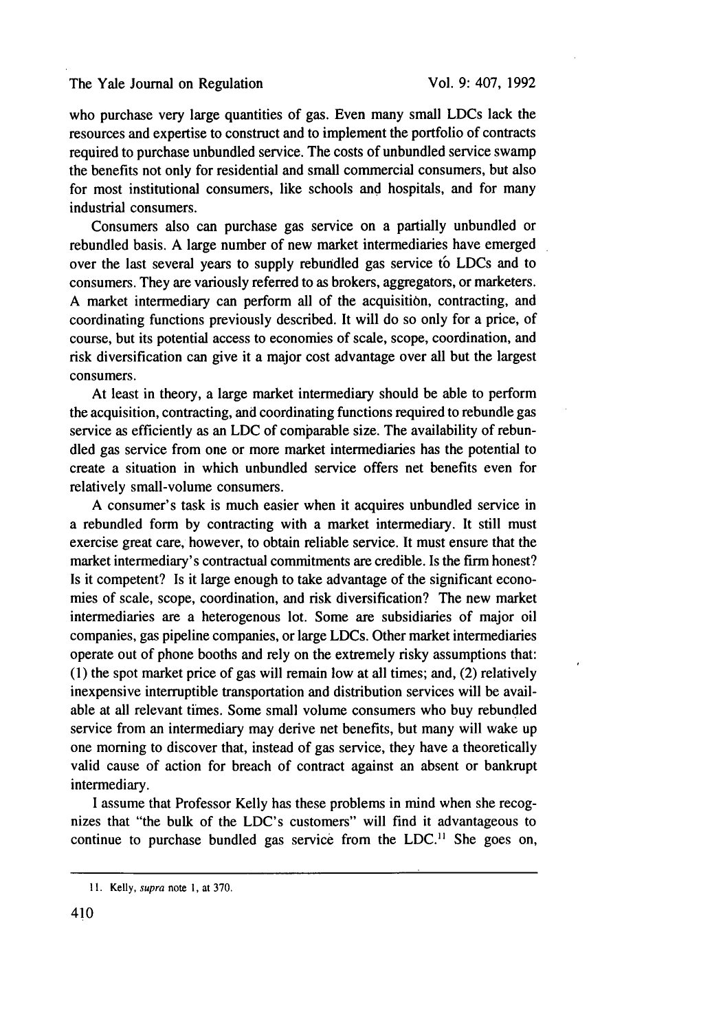who purchase very large quantities of gas. Even many small LDCs lack the resources and expertise to construct and to implement the portfolio of contracts required to purchase unbundled service. The costs of unbundled service swamp the benefits not only for residential and small commercial consumers, but also for most institutional consumers, like schools and hospitals, and for many industrial consumers.

Consumers also can purchase gas service on a partially unbundled or rebundled basis. A large number of new market intermediaries have emerged over the last several years to supply rebundled gas service to LDCs and to consumers. They are variously referred to as brokers, aggregators, or marketers. A market intermediary can perform all of the acquisition, contracting, and coordinating functions previously described. It will do so only for a price, of course, but its potential access to economies of scale, scope, coordination, and risk diversification can give it a major cost advantage over all but the largest consumers.

At least in theory, a large market intermediary should be able to perform the acquisition, contracting, and coordinating functions required to rebundle gas service as efficiently as an LDC of comparable size. The availability of rebundled gas service from one or more market intermediaries has the potential to create a situation in which unbundled service offers net benefits even for relatively small-volume consumers.

A consumer's task is much easier when it acquires unbundled service in a rebundled form by contracting with a market intermediary. It still must exercise great care, however, to obtain reliable service. It must ensure that the market intermediary's contractual commitments are credible. Is the firm honest? Is it competent? Is it large enough to take advantage of the significant economies of scale, scope, coordination, and risk diversification? The new market intermediaries are a heterogenous lot. Some are subsidiaries of major oil companies, gas pipeline companies, or large LDCs. Other market intermediaries operate out of phone booths and rely on the extremely risky assumptions that: (1) the spot market price of gas will remain low at all times; and, (2) relatively inexpensive interruptible transportation and distribution services will be available at all relevant times. Some small volume consumers who buy rebundled service from an intermediary may derive net benefits, but many will wake up one morning to discover that, instead of gas service, they have a theoretically valid cause of action for breach of contract against an absent or bankrupt intermediary.

I assume that Professor Kelly has these problems in mind when she recognizes that "the bulk of the LDC's customers" will find it advantageous to continue to purchase bundled gas service from the LDC.[11] She goes on,

---

11. Kelly, *supra* note 1, at 370.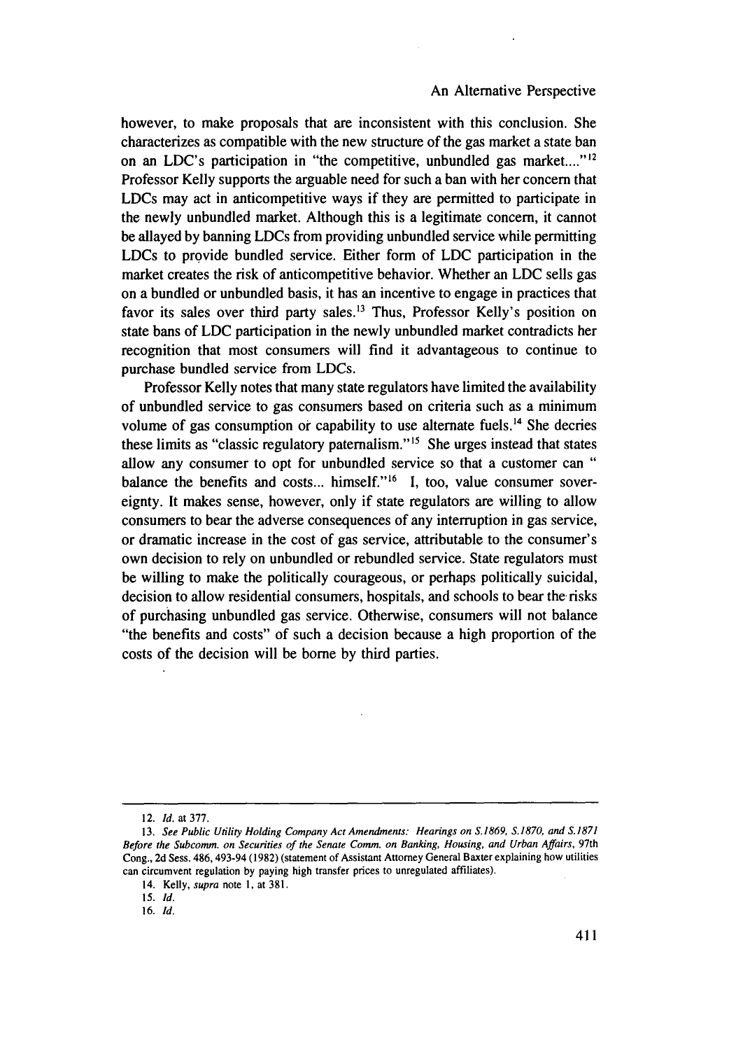however, to make proposals that are inconsistent with this conclusion. She characterizes as compatible with the new structure of the gas market a state ban on an LDC's participation in "the competitive, unbundled gas market...."[12] Professor Kelly supports the arguable need for such a ban with her concern that LDCs may act in anticompetitive ways if they are permitted to participate in the newly unbundled market. Although this is a legitimate concern, it cannot be allayed by banning LDCs from providing unbundled service while permitting LDCs to provide bundled service. Either form of LDC participation in the market creates the risk of anticompetitive behavior. Whether an LDC sells gas on a bundled or unbundled basis, it has an incentive to engage in practices that favor its sales over third party sales.[13] Thus, Professor Kelly's position on state bans of LDC participation in the newly unbundled market contradicts her recognition that most consumers will find it advantageous to continue to purchase bundled service from LDCs.

Professor Kelly notes that many state regulators have limited the availability of unbundled service to gas consumers based on criteria such as a minimum volume of gas consumption or capability to use alternate fuels.[14] She decries these limits as "classic regulatory paternalism."[15] She urges instead that states allow any consumer to opt for unbundled service so that a customer can " balance the benefits and costs... himself."[16] I, too, value consumer sovereignty. It makes sense, however, only if state regulators are willing to allow consumers to bear the adverse consequences of any interruption in gas service, or dramatic increase in the cost of gas service, attributable to the consumer's own decision to rely on unbundled or rebundled service. State regulators must be willing to make the politically courageous, or perhaps politically suicidal, decision to allow residential consumers, hospitals, and schools to bear the risks of purchasing unbundled gas service. Otherwise, consumers will not balance "the benefits and costs" of such a decision because a high proportion of the costs of the decision will be borne by third parties.

---

12. *Id.* at 377.

13. *See Public Utility Holding Company Act Amendments: Hearings on S.1869, S.1870, and S.1871 Before the Subcomm. on Securities of the Senate Comm. on Banking, Housing, and Urban Affairs*, 97th Cong., 2d Sess. 486, 493-94 (1982) (statement of Assistant Attorney General Baxter explaining how utilities can circumvent regulation by paying high transfer prices to unregulated affiliates).

14. Kelly, *supra* note 1, at 381.

15. *Id.*

16. *Id.*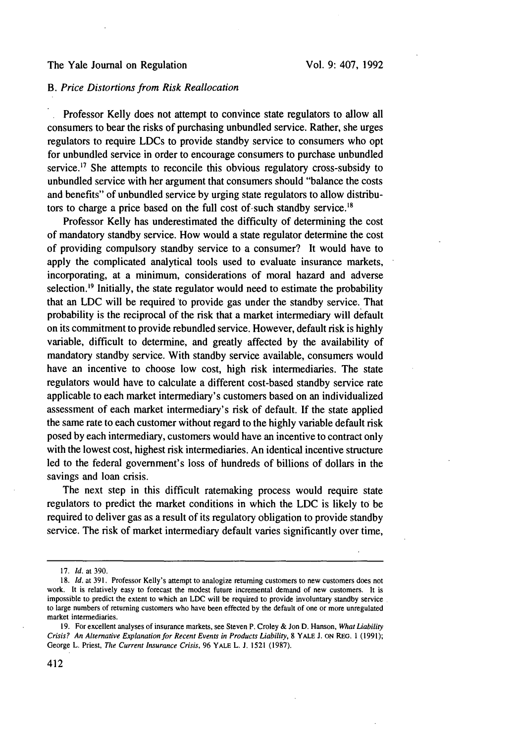### B. *Price Distortions from Risk Reallocation*

Professor Kelly does not attempt to convince state regulators to allow all consumers to bear the risks of purchasing unbundled service. Rather, she urges regulators to require LDCs to provide standby service to consumers who opt for unbundled service in order to encourage consumers to purchase unbundled service.[17] She attempts to reconcile this obvious regulatory cross-subsidy to unbundled service with her argument that consumers should "balance the costs and benefits" of unbundled service by urging state regulators to allow distributors to charge a price based on the full cost of such standby service.[18]

Professor Kelly has underestimated the difficulty of determining the cost of mandatory standby service. How would a state regulator determine the cost of providing compulsory standby service to a consumer? It would have to apply the complicated analytical tools used to evaluate insurance markets, incorporating, at a minimum, considerations of moral hazard and adverse selection.[19] Initially, the state regulator would need to estimate the probability that an LDC will be required to provide gas under the standby service. That probability is the reciprocal of the risk that a market intermediary will default on its commitment to provide rebundled service. However, default risk is highly variable, difficult to determine, and greatly affected by the availability of mandatory standby service. With standby service available, consumers would have an incentive to choose low cost, high risk intermediaries. The state regulators would have to calculate a different cost-based standby service rate applicable to each market intermediary's customers based on an individualized assessment of each market intermediary's risk of default. If the state applied the same rate to each customer without regard to the highly variable default risk posed by each intermediary, customers would have an incentive to contract only with the lowest cost, highest risk intermediaries. An identical incentive structure led to the federal government's loss of hundreds of billions of dollars in the savings and loan crisis.

The next step in this difficult ratemaking process would require state regulators to predict the market conditions in which the LDC is likely to be required to deliver gas as a result of its regulatory obligation to provide standby service. The risk of market intermediary default varies significantly over time,

---

17. *Id.* at 390.

18. *Id.* at 391. Professor Kelly's attempt to analogize returning customers to new customers does not work. It is relatively easy to forecast the modest future incremental demand of new customers. It is impossible to predict the extent to which an LDC will be required to provide involuntary standby service to large numbers of returning customers who have been effected by the default of one or more unregulated market intermediaries.

19. For excellent analyses of insurance markets, see Steven P. Croley & Jon D. Hanson, *What Liability Crisis? An Alternative Explanation for Recent Events in Products Liability*, 8 YALE J. ON REG. 1 (1991); George L. Priest, *The Current Insurance Crisis*, 96 YALE L. J. 1521 (1987).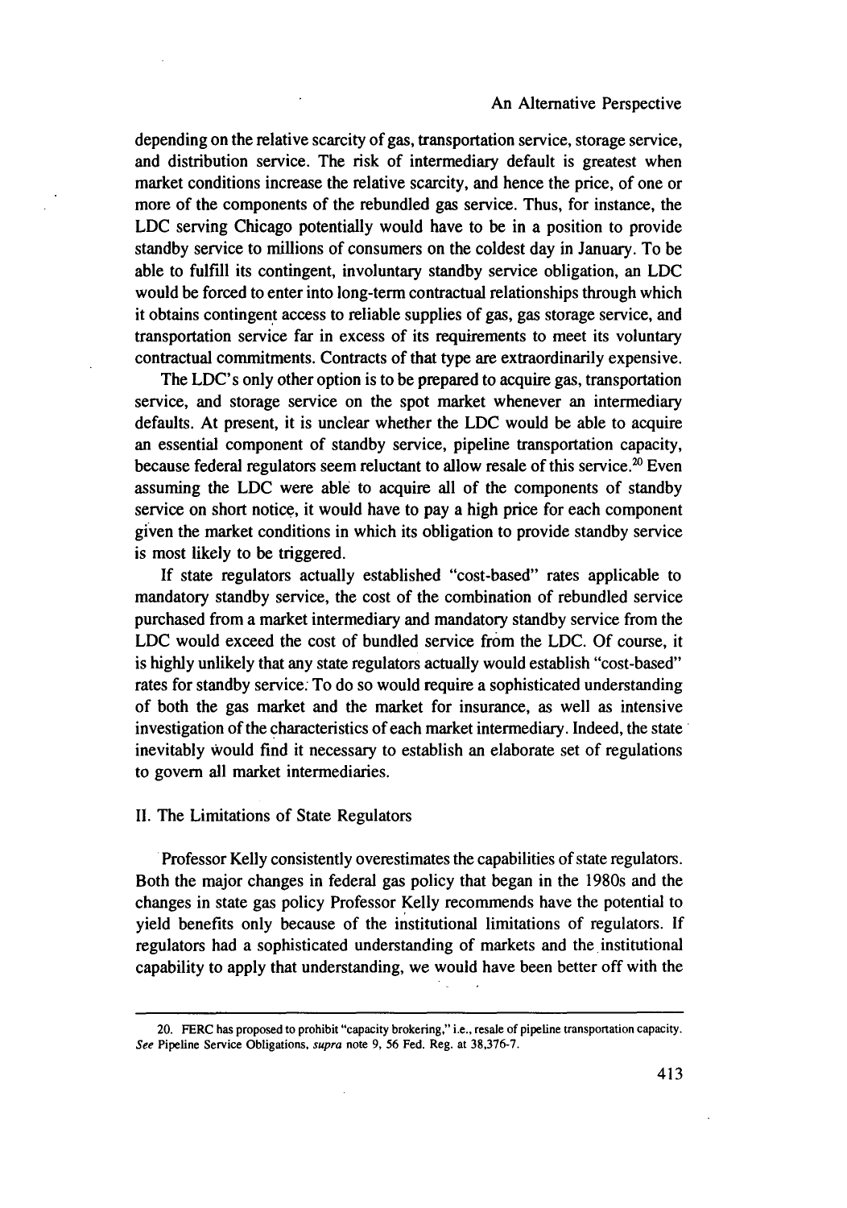depending on the relative scarcity of gas, transportation service, storage service, and distribution service. The risk of intermediary default is greatest when market conditions increase the relative scarcity, and hence the price, of one or more of the components of the rebundled gas service. Thus, for instance, the LDC serving Chicago potentially would have to be in a position to provide standby service to millions of consumers on the coldest day in January. To be able to fulfill its contingent, involuntary standby service obligation, an LDC would be forced to enter into long-term contractual relationships through which it obtains contingent access to reliable supplies of gas, gas storage service, and transportation service far in excess of its requirements to meet its voluntary contractual commitments. Contracts of that type are extraordinarily expensive.

The LDC's only other option is to be prepared to acquire gas, transportation service, and storage service on the spot market whenever an intermediary defaults. At present, it is unclear whether the LDC would be able to acquire an essential component of standby service, pipeline transportation capacity, because federal regulators seem reluctant to allow resale of this service.[20] Even assuming the LDC were able to acquire all of the components of standby service on short notice, it would have to pay a high price for each component given the market conditions in which its obligation to provide standby service is most likely to be triggered.

If state regulators actually established "cost-based" rates applicable to mandatory standby service, the cost of the combination of rebundled service purchased from a market intermediary and mandatory standby service from the LDC would exceed the cost of bundled service from the LDC. Of course, it is highly unlikely that any state regulators actually would establish "cost-based" rates for standby service. To do so would require a sophisticated understanding of both the gas market and the market for insurance, as well as intensive investigation of the characteristics of each market intermediary. Indeed, the state inevitably would find it necessary to establish an elaborate set of regulations to govern all market intermediaries.

## II. The Limitations of State Regulators

Professor Kelly consistently overestimates the capabilities of state regulators. Both the major changes in federal gas policy that began in the 1980s and the changes in state gas policy Professor Kelly recommends have the potential to yield benefits only because of the institutional limitations of regulators. If regulators had a sophisticated understanding of markets and the institutional capability to apply that understanding, we would have been better off with the

---

20. FERC has proposed to prohibit "capacity brokering," i.e., resale of pipeline transportation capacity. *See* Pipeline Service Obligations, *supra* note 9, 56 Fed. Reg. at 38,376-7.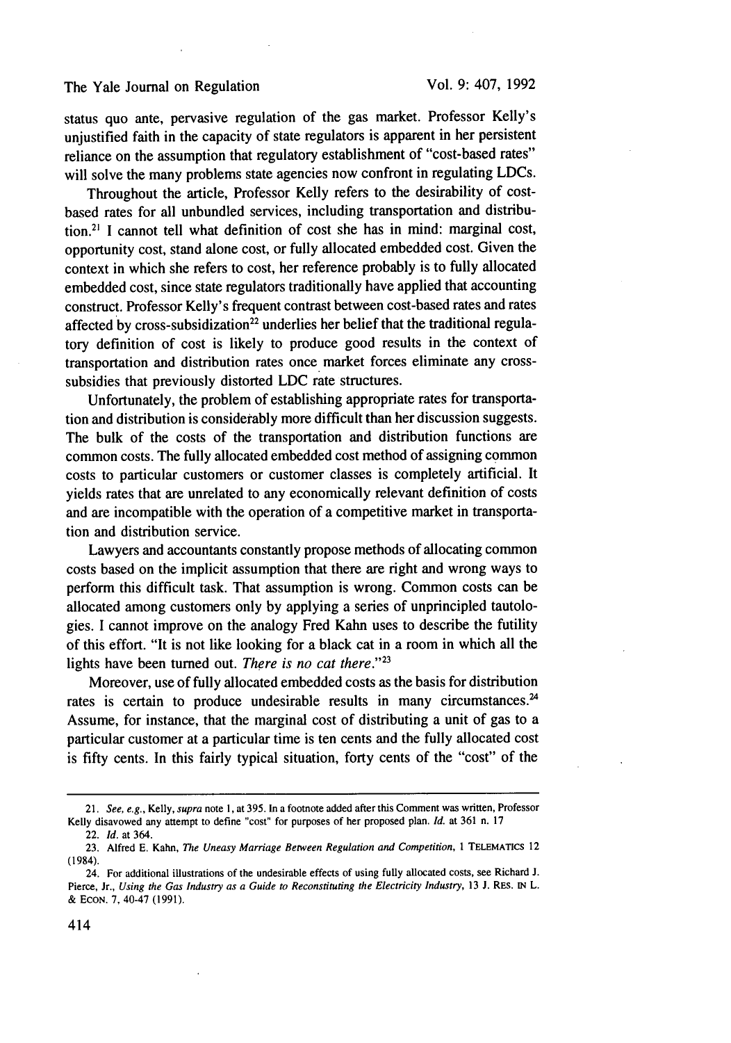status quo ante, pervasive regulation of the gas market. Professor Kelly's unjustified faith in the capacity of state regulators is apparent in her persistent reliance on the assumption that regulatory establishment of "cost-based rates" will solve the many problems state agencies now confront in regulating LDCs.

Throughout the article, Professor Kelly refers to the desirability of cost-based rates for all unbundled services, including transportation and distribution.[21] I cannot tell what definition of cost she has in mind: marginal cost, opportunity cost, stand alone cost, or fully allocated embedded cost. Given the context in which she refers to cost, her reference probably is to fully allocated embedded cost, since state regulators traditionally have applied that accounting construct. Professor Kelly's frequent contrast between cost-based rates and rates affected by cross-subsidization[22] underlies her belief that the traditional regulatory definition of cost is likely to produce good results in the context of transportation and distribution rates once market forces eliminate any cross-subsidies that previously distorted LDC rate structures.

Unfortunately, the problem of establishing appropriate rates for transportation and distribution is considerably more difficult than her discussion suggests. The bulk of the costs of the transportation and distribution functions are common costs. The fully allocated embedded cost method of assigning common costs to particular customers or customer classes is completely artificial. It yields rates that are unrelated to any economically relevant definition of costs and are incompatible with the operation of a competitive market in transportation and distribution service.

Lawyers and accountants constantly propose methods of allocating common costs based on the implicit assumption that there are right and wrong ways to perform this difficult task. That assumption is wrong. Common costs can be allocated among customers only by applying a series of unprincipled tautologies. I cannot improve on the analogy Fred Kahn uses to describe the futility of this effort. "It is not like looking for a black cat in a room in which all the lights have been turned out. *There is no cat there*."[23]

Moreover, use of fully allocated embedded costs as the basis for distribution rates is certain to produce undesirable results in many circumstances.[24] Assume, for instance, that the marginal cost of distributing a unit of gas to a particular customer at a particular time is ten cents and the fully allocated cost is fifty cents. In this fairly typical situation, forty cents of the "cost" of the

---

21. *See, e.g.*, Kelly, *supra* note 1, at 395. In a footnote added after this Comment was written, Professor Kelly disavowed any attempt to define "cost" for purposes of her proposed plan. *Id.* at 361 n. 17

22. *Id.* at 364.

23. Alfred E. Kahn, *The Uneasy Marriage Between Regulation and Competition*, 1 TELEMATICS 12 (1984).

24. For additional illustrations of the undesirable effects of using fully allocated costs, see Richard J. Pierce, Jr., *Using the Gas Industry as a Guide to Reconstituting the Electricity Industry*, 13 J. RES. IN L. & ECON. 7, 40-47 (1991).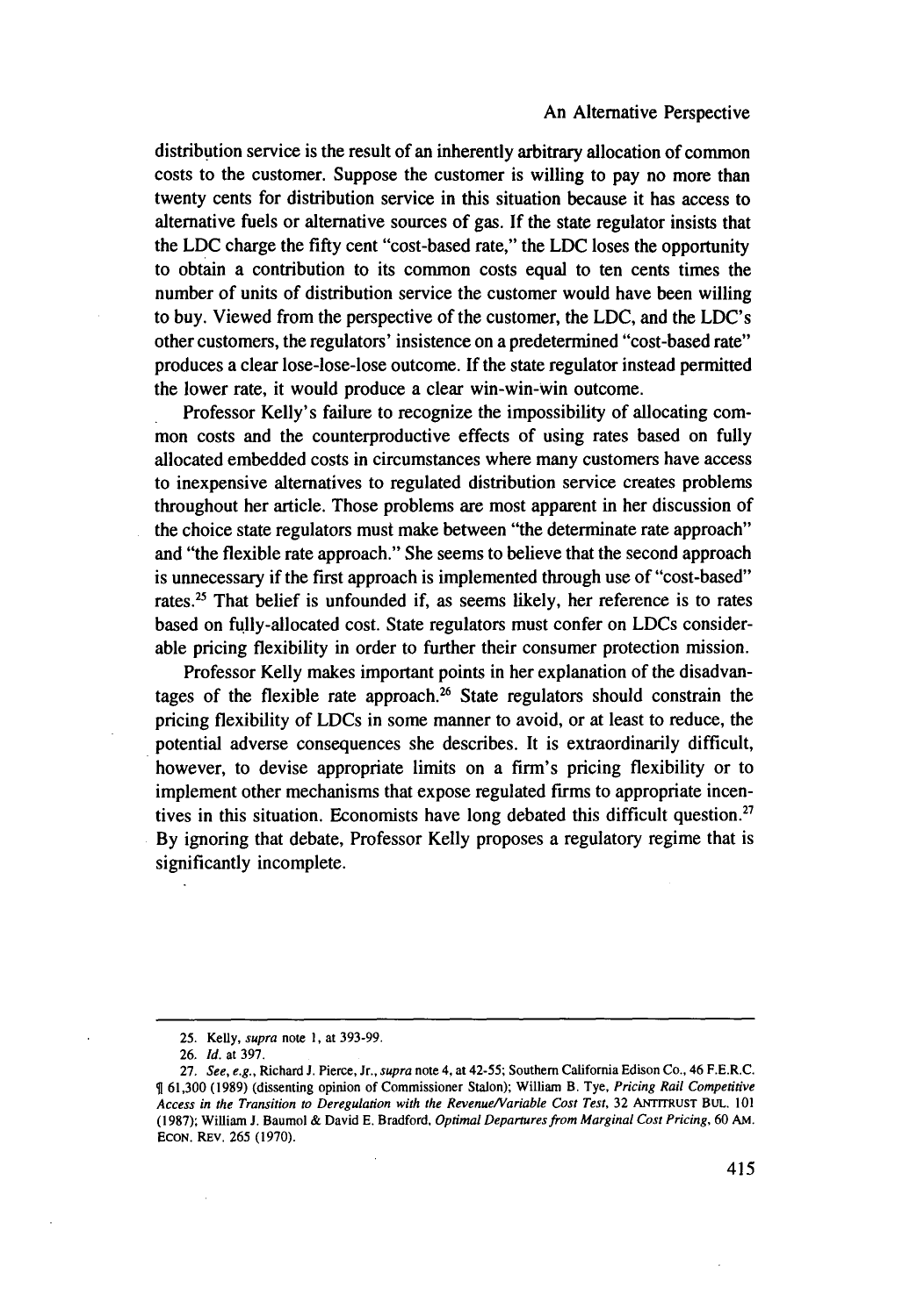distribution service is the result of an inherently arbitrary allocation of common costs to the customer. Suppose the customer is willing to pay no more than twenty cents for distribution service in this situation because it has access to alternative fuels or alternative sources of gas. If the state regulator insists that the LDC charge the fifty cent "cost-based rate," the LDC loses the opportunity to obtain a contribution to its common costs equal to ten cents times the number of units of distribution service the customer would have been willing to buy. Viewed from the perspective of the customer, the LDC, and the LDC's other customers, the regulators' insistence on a predetermined "cost-based rate" produces a clear lose-lose-lose outcome. If the state regulator instead permitted the lower rate, it would produce a clear win-win-win outcome.

Professor Kelly's failure to recognize the impossibility of allocating common costs and the counterproductive effects of using rates based on fully allocated embedded costs in circumstances where many customers have access to inexpensive alternatives to regulated distribution service creates problems throughout her article. Those problems are most apparent in her discussion of the choice state regulators must make between "the determinate rate approach" and "the flexible rate approach." She seems to believe that the second approach is unnecessary if the first approach is implemented through use of "cost-based" rates.[25] That belief is unfounded if, as seems likely, her reference is to rates based on fully-allocated cost. State regulators must confer on LDCs considerable pricing flexibility in order to further their consumer protection mission.

Professor Kelly makes important points in her explanation of the disadvantages of the flexible rate approach.[26] State regulators should constrain the pricing flexibility of LDCs in some manner to avoid, or at least to reduce, the potential adverse consequences she describes. It is extraordinarily difficult, however, to devise appropriate limits on a firm's pricing flexibility or to implement other mechanisms that expose regulated firms to appropriate incentives in this situation. Economists have long debated this difficult question.[27] By ignoring that debate, Professor Kelly proposes a regulatory regime that is significantly incomplete.

---

25. Kelly, *supra* note 1, at 393-99.

26. *Id.* at 397.

27. *See, e.g.*, Richard J. Pierce, Jr., *supra* note 4, at 42-55; Southern California Edison Co., 46 F.E.R.C. ¶ 61,300 (1989) (dissenting opinion of Commissioner Stalon); William B. Tye, *Pricing Rail Competitive Access in the Transition to Deregulation with the Revenue/Variable Cost Test*, 32 ANTITRUST BUL. 101 (1987); William J. Baumol & David E. Bradford, *Optimal Departures from Marginal Cost Pricing*, 60 AM. ECON. REV. 265 (1970).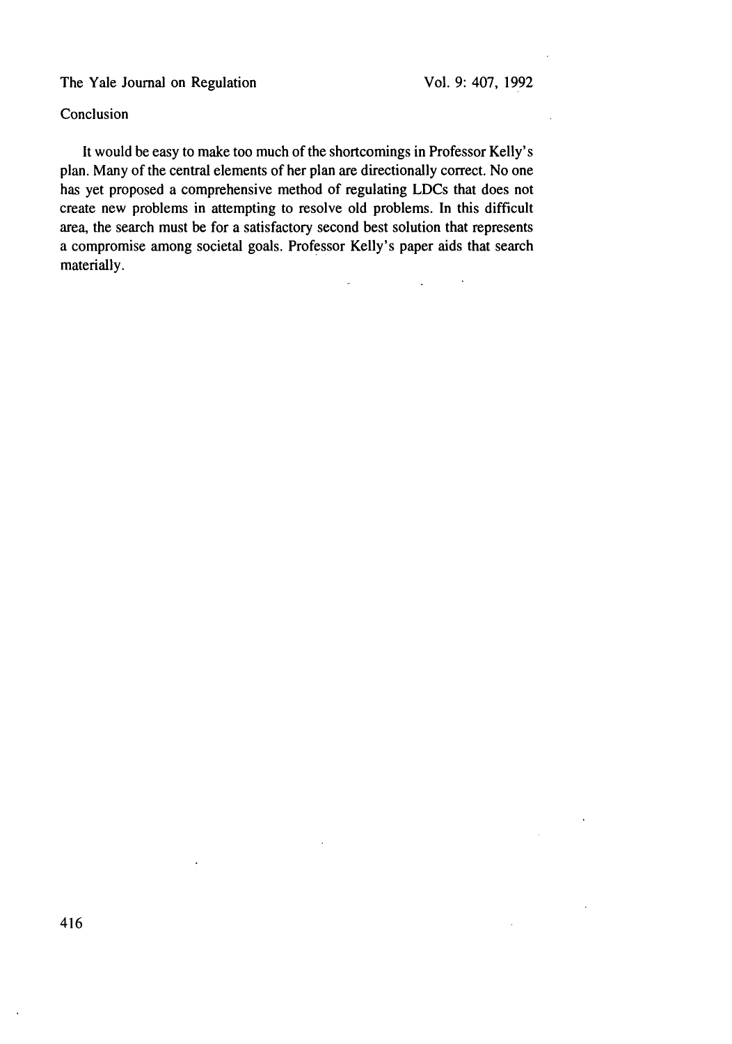## Conclusion

It would be easy to make too much of the shortcomings in Professor Kelly's plan. Many of the central elements of her plan are directionally correct. No one has yet proposed a comprehensive method of regulating LDCs that does not create new problems in attempting to resolve old problems. In this difficult area, the search must be for a satisfactory second best solution that represents a compromise among societal goals. Professor Kelly's paper aids that search materially.